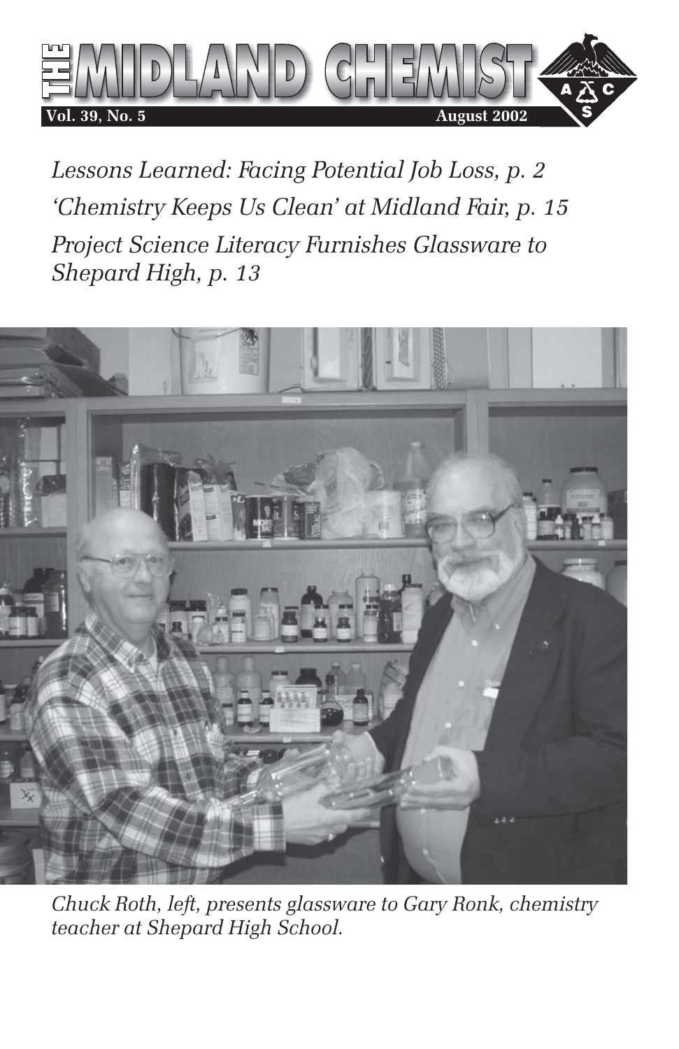# THE MIDLAND CHEMIST

**Vol. 39, No. 5** **August 2002**

*Lessons Learned: Facing Potential Job Loss, p. 2*

*'Chemistry Keeps Us Clean' at Midland Fair, p. 15*

*Project Science Literacy Furnishes Glassware to Shepard High, p. 13*

*Chuck Roth, left, presents glassware to Gary Ronk, chemistry teacher at Shepard High School.*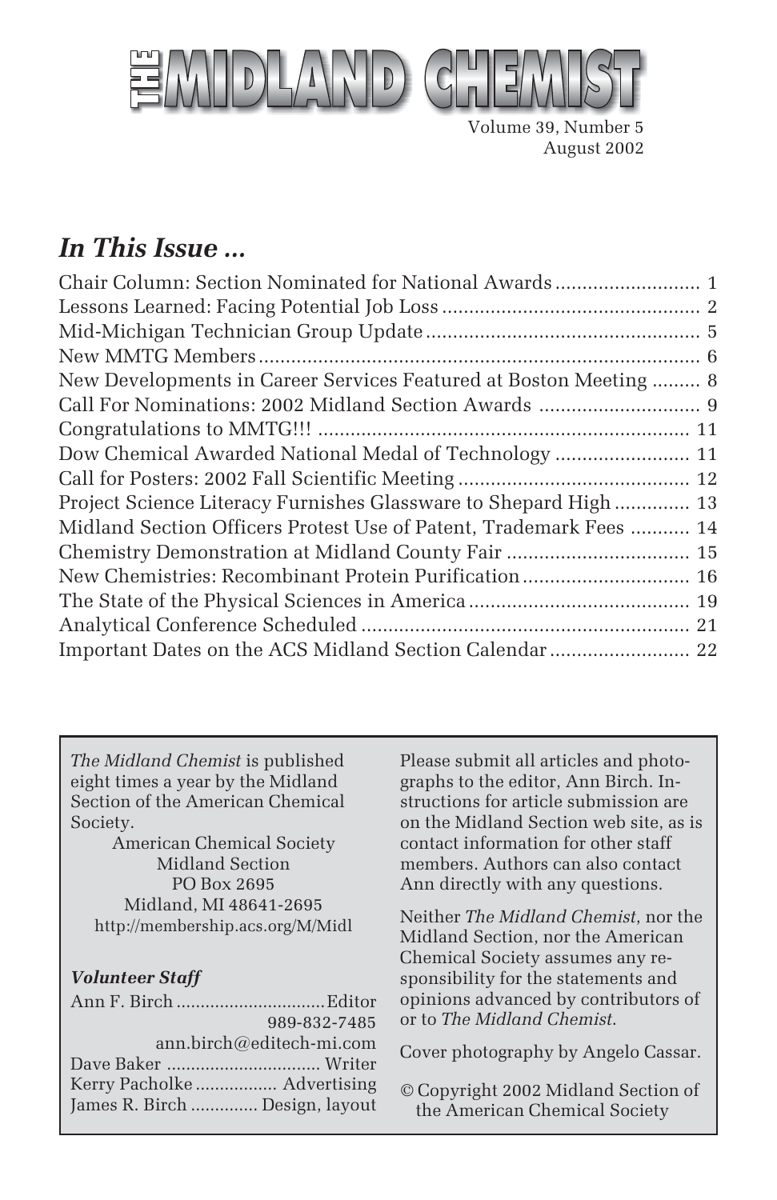# THE MIDLAND CHEMIST

Volume 39, Number 5
August 2002

## *In This Issue ...*

| | |
|---|---|
| Chair Column: Section Nominated for National Awards | 1 |
| Lessons Learned: Facing Potential Job Loss | 2 |
| Mid-Michigan Technician Group Update | 5 |
| New MMTG Members | 6 |
| New Developments in Career Services Featured at Boston Meeting | 8 |
| Call For Nominations: 2002 Midland Section Awards | 9 |
| Congratulations to MMTG!!! | 11 |
| Dow Chemical Awarded National Medal of Technology | 11 |
| Call for Posters: 2002 Fall Scientific Meeting | 12 |
| Project Science Literacy Furnishes Glassware to Shepard High | 13 |
| Midland Section Officers Protest Use of Patent, Trademark Fees | 14 |
| Chemistry Demonstration at Midland County Fair | 15 |
| New Chemistries: Recombinant Protein Purification | 16 |
| The State of the Physical Sciences in America | 19 |
| Analytical Conference Scheduled | 21 |
| Important Dates on the ACS Midland Section Calendar | 22 |

*The Midland Chemist* is published eight times a year by the Midland Section of the American Chemical Society.

American Chemical Society
Midland Section
PO Box 2695
Midland, MI 48641-2695
http://membership.acs.org/M/Midl

***Volunteer Staff***

Ann F. Birch .............................. Editor
989-832-7485
ann.birch@editech-mi.com
Dave Baker .............................. Writer
Kerry Pacholke ................. Advertising
James R. Birch ............. Design, layout

Please submit all articles and photographs to the editor, Ann Birch. Instructions for article submission are on the Midland Section web site, as is contact information for other staff members. Authors can also contact Ann directly with any questions.

Neither *The Midland Chemist*, nor the Midland Section, nor the American Chemical Society assumes any responsibility for the statements and opinions advanced by contributors of or to *The Midland Chemist*.

Cover photography by Angelo Cassar.

© Copyright 2002 Midland Section of the American Chemical Society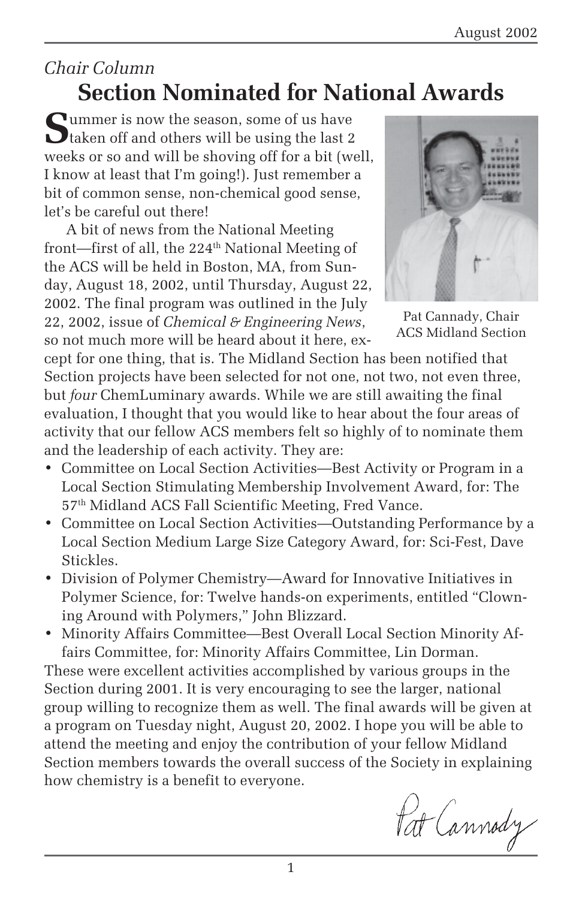*Chair Column*

# Section Nominated for National Awards

Summer is now the season, some of us have taken off and others will be using the last 2 weeks or so and will be shoving off for a bit (well, I know at least that I'm going!). Just remember a bit of common sense, non-chemical good sense, let's be careful out there!

A bit of news from the National Meeting front—first of all, the 224th National Meeting of the ACS will be held in Boston, MA, from Sunday, August 18, 2002, until Thursday, August 22, 2002. The final program was outlined in the July 22, 2002, issue of *Chemical & Engineering News*, so not much more will be heard about it here, except for one thing, that is. The Midland Section has been notified that Section projects have been selected for not one, not two, not even three, but *four* ChemLuminary awards. While we are still awaiting the final evaluation, I thought that you would like to hear about the four areas of activity that our fellow ACS members felt so highly of to nominate them and the leadership of each activity. They are:

Pat Cannady, Chair ACS Midland Section

- Committee on Local Section Activities—Best Activity or Program in a Local Section Stimulating Membership Involvement Award, for: The 57th Midland ACS Fall Scientific Meeting, Fred Vance.
- Committee on Local Section Activities—Outstanding Performance by a Local Section Medium Large Size Category Award, for: Sci-Fest, Dave Stickles.
- Division of Polymer Chemistry—Award for Innovative Initiatives in Polymer Science, for: Twelve hands-on experiments, entitled "Clowning Around with Polymers," John Blizzard.
- Minority Affairs Committee—Best Overall Local Section Minority Affairs Committee, for: Minority Affairs Committee, Lin Dorman.

These were excellent activities accomplished by various groups in the Section during 2001. It is very encouraging to see the larger, national group willing to recognize them as well. The final awards will be given at a program on Tuesday night, August 20, 2002. I hope you will be able to attend the meeting and enjoy the contribution of your fellow Midland Section members towards the overall success of the Society in explaining how chemistry is a benefit to everyone.

Pat Cannady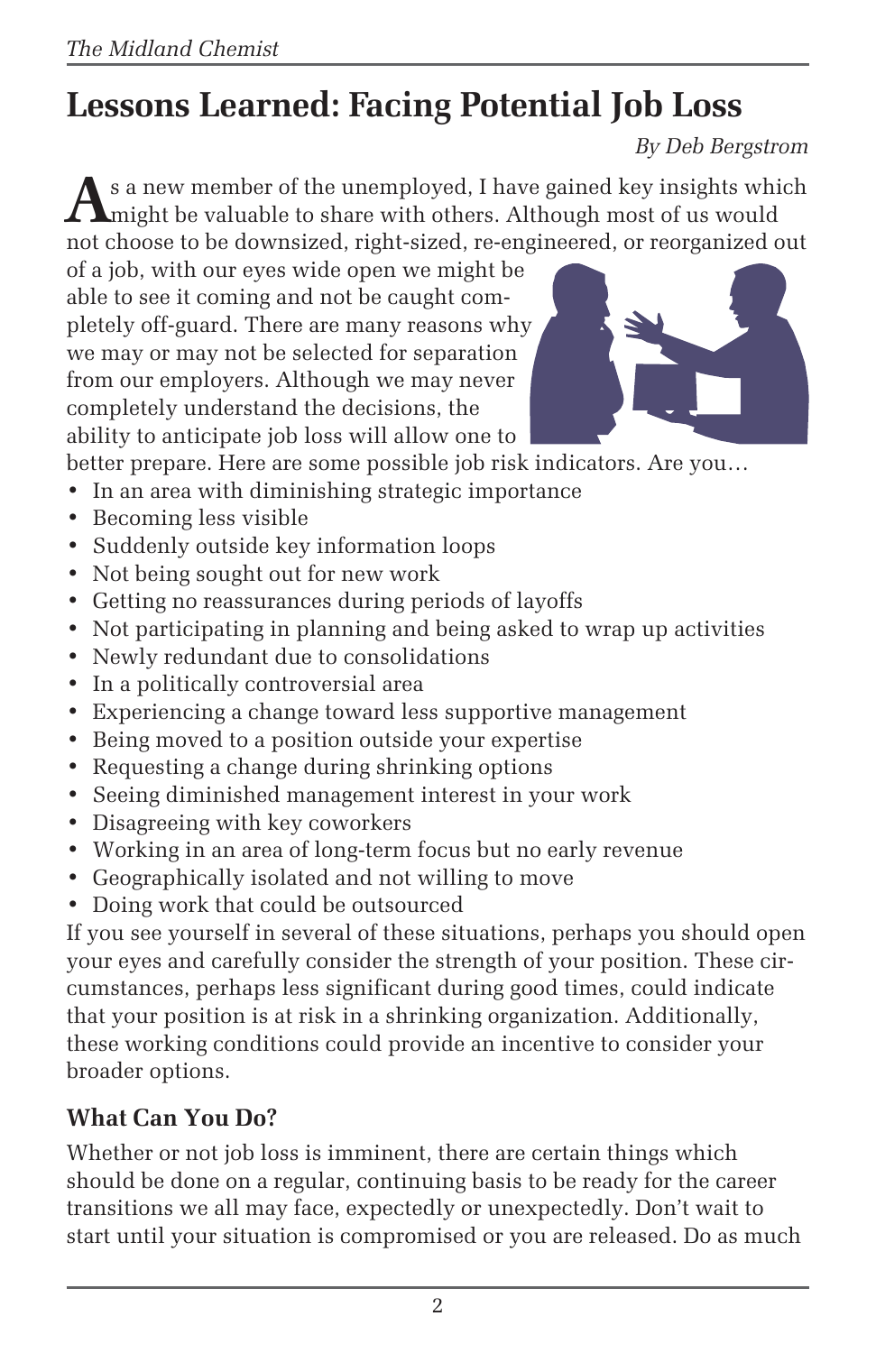# Lessons Learned: Facing Potential Job Loss

*By Deb Bergstrom*

As a new member of the unemployed, I have gained key insights which might be valuable to share with others. Although most of us would not choose to be downsized, right-sized, re-engineered, or reorganized out of a job, with our eyes wide open we might be able to see it coming and not be caught completely off-guard. There are many reasons why we may or may not be selected for separation from our employers. Although we may never completely understand the decisions, the ability to anticipate job loss will allow one to better prepare. Here are some possible job risk indicators. Are you…

- In an area with diminishing strategic importance
- Becoming less visible
- Suddenly outside key information loops
- Not being sought out for new work
- Getting no reassurances during periods of layoffs
- Not participating in planning and being asked to wrap up activities
- Newly redundant due to consolidations
- In a politically controversial area
- Experiencing a change toward less supportive management
- Being moved to a position outside your expertise
- Requesting a change during shrinking options
- Seeing diminished management interest in your work
- Disagreeing with key coworkers
- Working in an area of long-term focus but no early revenue
- Geographically isolated and not willing to move
- Doing work that could be outsourced

If you see yourself in several of these situations, perhaps you should open your eyes and carefully consider the strength of your position. These circumstances, perhaps less significant during good times, could indicate that your position is at risk in a shrinking organization. Additionally, these working conditions could provide an incentive to consider your broader options.

### What Can You Do?

Whether or not job loss is imminent, there are certain things which should be done on a regular, continuing basis to be ready for the career transitions we all may face, expectedly or unexpectedly. Don't wait to start until your situation is compromised or you are released. Do as much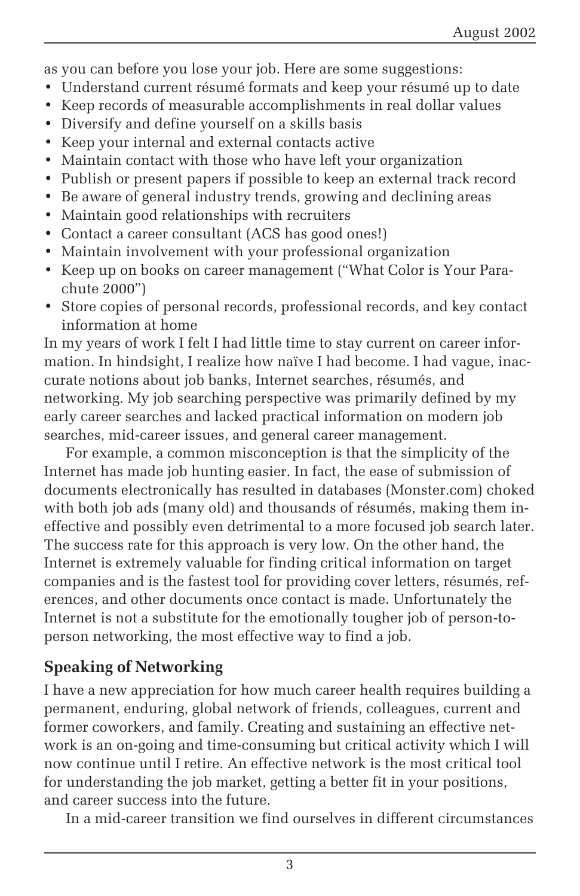as you can before you lose your job. Here are some suggestions:

- Understand current résumé formats and keep your résumé up to date
- Keep records of measurable accomplishments in real dollar values
- Diversify and define yourself on a skills basis
- Keep your internal and external contacts active
- Maintain contact with those who have left your organization
- Publish or present papers if possible to keep an external track record
- Be aware of general industry trends, growing and declining areas
- Maintain good relationships with recruiters
- Contact a career consultant (ACS has good ones!)
- Maintain involvement with your professional organization
- Keep up on books on career management ("What Color is Your Parachute 2000")
- Store copies of personal records, professional records, and key contact information at home

In my years of work I felt I had little time to stay current on career information. In hindsight, I realize how naïve I had become. I had vague, inaccurate notions about job banks, Internet searches, résumés, and networking. My job searching perspective was primarily defined by my early career searches and lacked practical information on modern job searches, mid-career issues, and general career management.

For example, a common misconception is that the simplicity of the Internet has made job hunting easier. In fact, the ease of submission of documents electronically has resulted in databases (Monster.com) choked with both job ads (many old) and thousands of résumés, making them ineffective and possibly even detrimental to a more focused job search later. The success rate for this approach is very low. On the other hand, the Internet is extremely valuable for finding critical information on target companies and is the fastest tool for providing cover letters, résumés, references, and other documents once contact is made. Unfortunately the Internet is not a substitute for the emotionally tougher job of person-to-person networking, the most effective way to find a job.

## Speaking of Networking

I have a new appreciation for how much career health requires building a permanent, enduring, global network of friends, colleagues, current and former coworkers, and family. Creating and sustaining an effective network is an on-going and time-consuming but critical activity which I will now continue until I retire. An effective network is the most critical tool for understanding the job market, getting a better fit in your positions, and career success into the future.

In a mid-career transition we find ourselves in different circumstances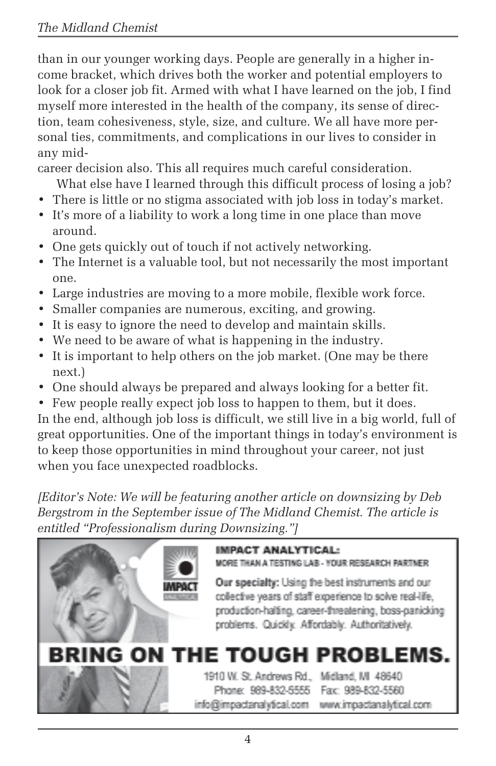than in our younger working days. People are generally in a higher income bracket, which drives both the worker and potential employers to look for a closer job fit. Armed with what I have learned on the job, I find myself more interested in the health of the company, its sense of direction, team cohesiveness, style, size, and culture. We all have more personal ties, commitments, and complications in our lives to consider in any mid-career decision also. This all requires much careful consideration.

What else have I learned through this difficult process of losing a job?

- There is little or no stigma associated with job loss in today's market.
- It's more of a liability to work a long time in one place than move around.
- One gets quickly out of touch if not actively networking.
- The Internet is a valuable tool, but not necessarily the most important one.
- Large industries are moving to a more mobile, flexible work force.
- Smaller companies are numerous, exciting, and growing.
- It is easy to ignore the need to develop and maintain skills.
- We need to be aware of what is happening in the industry.
- It is important to help others on the job market. (One may be there next.)
- One should always be prepared and always looking for a better fit.
- Few people really expect job loss to happen to them, but it does.

In the end, although job loss is difficult, we still live in a big world, full of great opportunities. One of the important things in today's environment is to keep those opportunities in mind throughout your career, not just when you face unexpected roadblocks.

*[Editor's Note: We will be featuring another article on downsizing by Deb Bergstrom in the September issue of The Midland Chemist. The article is entitled "Professionalism during Downsizing."]*

**IMPACT ANALYTICAL:**
MORE THAN A TESTING LAB - YOUR RESEARCH PARTNER

**Our specialty:** Using the best instruments and our collective years of staff experience to solve real-life, production-halting, career-threatening, boss-panicking problems. Quickly. Affordably. Authoritatively.

**BRING ON THE TOUGH PROBLEMS.**

1910 W. St. Andrews Rd., Midland, MI 48640
Phone: 989-832-5555 Fax: 989-832-5560
info@impactanalytical.com www.impactanalytical.com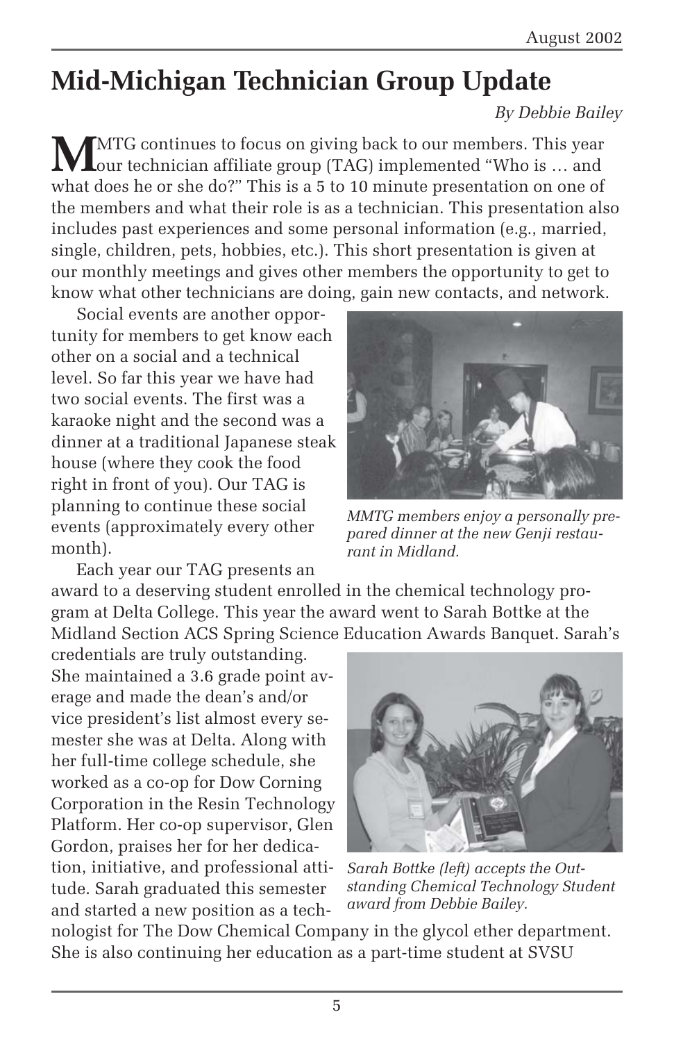# Mid-Michigan Technician Group Update

*By Debbie Bailey*

MMTG continues to focus on giving back to our members. This year our technician affiliate group (TAG) implemented "Who is … and what does he or she do?" This is a 5 to 10 minute presentation on one of the members and what their role is as a technician. This presentation also includes past experiences and some personal information (e.g., married, single, children, pets, hobbies, etc.). This short presentation is given at our monthly meetings and gives other members the opportunity to get to know what other technicians are doing, gain new contacts, and network.

Social events are another opportunity for members to get know each other on a social and a technical level. So far this year we have had two social events. The first was a karaoke night and the second was a dinner at a traditional Japanese steak house (where they cook the food right in front of you). Our TAG is planning to continue these social events (approximately every other month).

*MMTG members enjoy a personally prepared dinner at the new Genji restaurant in Midland.*

Each year our TAG presents an award to a deserving student enrolled in the chemical technology program at Delta College. This year the award went to Sarah Bottke at the Midland Section ACS Spring Science Education Awards Banquet. Sarah's credentials are truly outstanding. She maintained a 3.6 grade point average and made the dean's and/or vice president's list almost every semester she was at Delta. Along with her full-time college schedule, she worked as a co-op for Dow Corning Corporation in the Resin Technology Platform. Her co-op supervisor, Glen Gordon, praises her for her dedication, initiative, and professional attitude. Sarah graduated this semester and started a new position as a technologist for The Dow Chemical Company in the glycol ether department. She is also continuing her education as a part-time student at SVSU

*Sarah Bottke (left) accepts the Outstanding Chemical Technology Student award from Debbie Bailey.*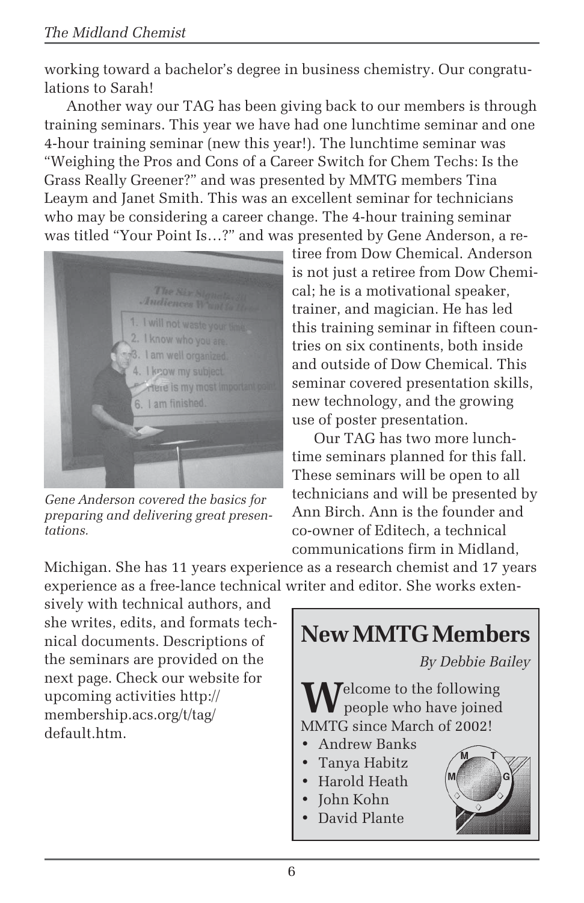working toward a bachelor's degree in business chemistry. Our congratulations to Sarah!

Another way our TAG has been giving back to our members is through training seminars. This year we have had one lunchtime seminar and one 4-hour training seminar (new this year!). The lunchtime seminar was "Weighing the Pros and Cons of a Career Switch for Chem Techs: Is the Grass Really Greener?" and was presented by MMTG members Tina Leaym and Janet Smith. This was an excellent seminar for technicians who may be considering a career change. The 4-hour training seminar was titled "Your Point Is…?" and was presented by Gene Anderson, a retiree from Dow Chemical. Anderson is not just a retiree from Dow Chemical; he is a motivational speaker, trainer, and magician. He has led this training seminar in fifteen countries on six continents, both inside and outside of Dow Chemical. This seminar covered presentation skills, new technology, and the growing use of poster presentation.

*Gene Anderson covered the basics for preparing and delivering great presentations.*

Our TAG has two more lunchtime seminars planned for this fall. These seminars will be open to all technicians and will be presented by Ann Birch. Ann is the founder and co-owner of Editech, a technical communications firm in Midland, Michigan. She has 11 years experience as a research chemist and 17 years experience as a free-lance technical writer and editor. She works extensively with technical authors, and she writes, edits, and formats technical documents. Descriptions of the seminars are provided on the next page. Check our website for upcoming activities http://membership.acs.org/t/tag/default.htm.

## New MMTG Members

*By Debbie Bailey*

Welcome to the following people who have joined MMTG since March of 2002!

- Andrew Banks
- Tanya Habitz
- Harold Heath
- John Kohn
- David Plante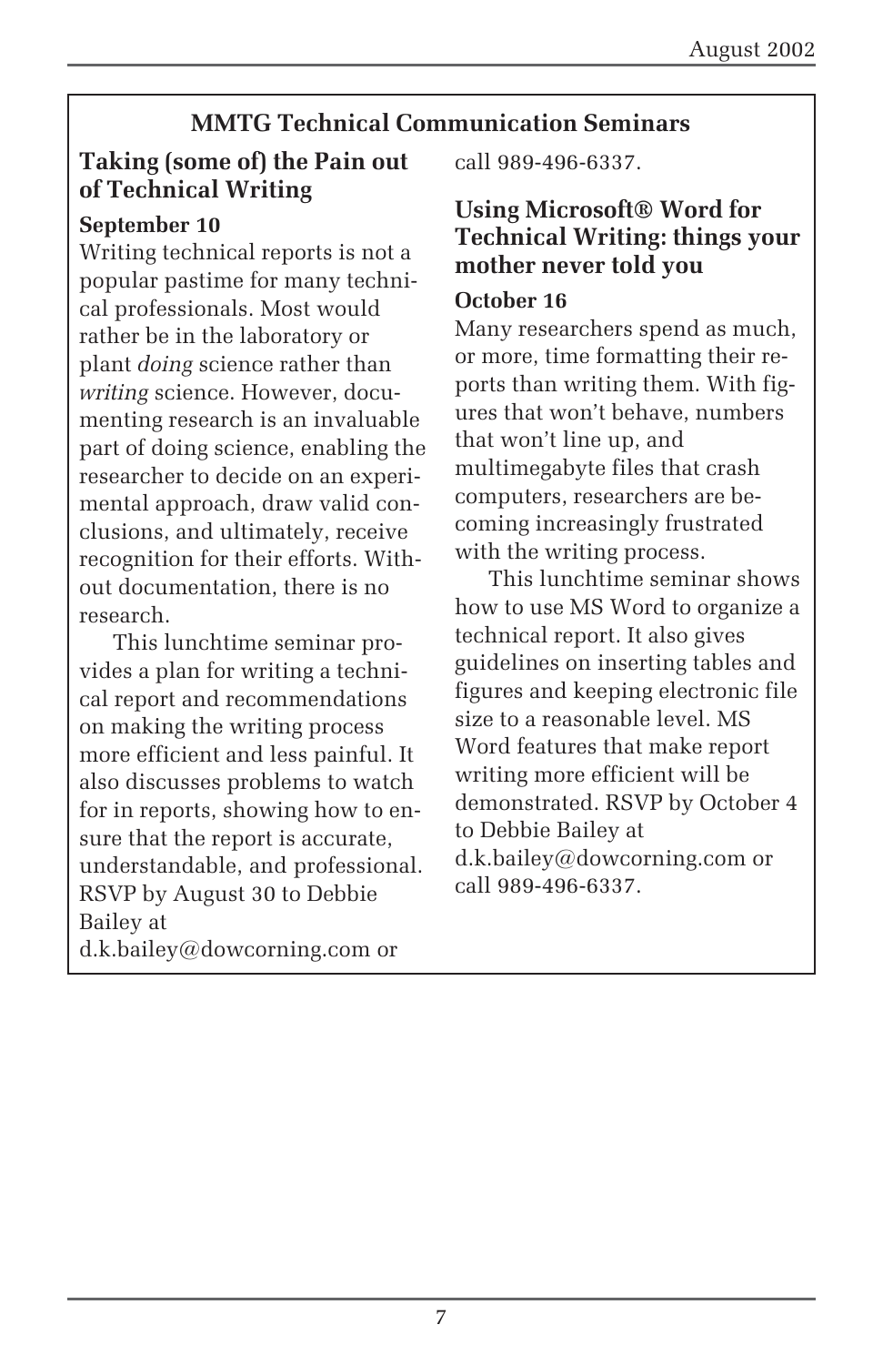## MMTG Technical Communication Seminars

### Taking (some of) the Pain out of Technical Writing

**September 10**

Writing technical reports is not a popular pastime for many technical professionals. Most would rather be in the laboratory or plant *doing* science rather than *writing* science. However, documenting research is an invaluable part of doing science, enabling the researcher to decide on an experimental approach, draw valid conclusions, and ultimately, receive recognition for their efforts. Without documentation, there is no research.

This lunchtime seminar provides a plan for writing a technical report and recommendations on making the writing process more efficient and less painful. It also discusses problems to watch for in reports, showing how to ensure that the report is accurate, understandable, and professional. RSVP by August 30 to Debbie Bailey at d.k.bailey@dowcorning.com or call 989-496-6337.

### Using Microsoft® Word for Technical Writing: things your mother never told you

**October 16**

Many researchers spend as much, or more, time formatting their reports than writing them. With figures that won't behave, numbers that won't line up, and multimegabyte files that crash computers, researchers are becoming increasingly frustrated with the writing process.

This lunchtime seminar shows how to use MS Word to organize a technical report. It also gives guidelines on inserting tables and figures and keeping electronic file size to a reasonable level. MS Word features that make report writing more efficient will be demonstrated. RSVP by October 4 to Debbie Bailey at d.k.bailey@dowcorning.com or call 989-496-6337.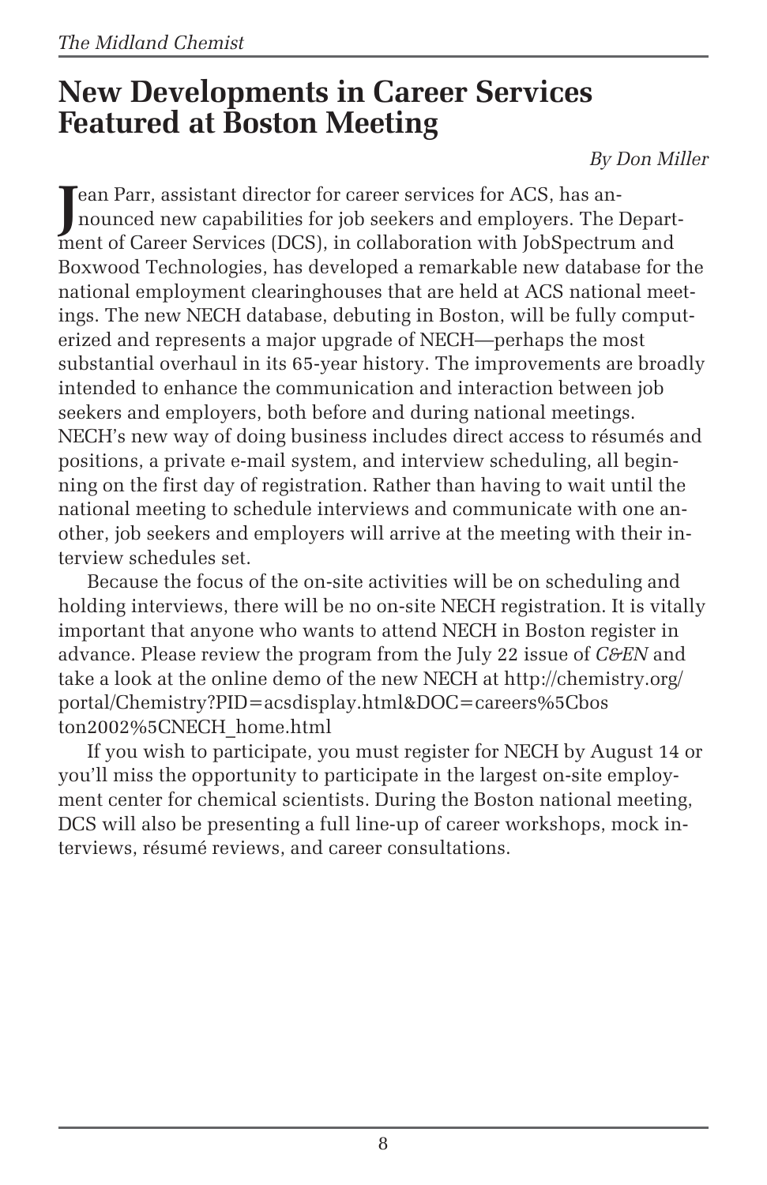# New Developments in Career Services Featured at Boston Meeting

*By Don Miller*

Jean Parr, assistant director for career services for ACS, has announced new capabilities for job seekers and employers. The Department of Career Services (DCS), in collaboration with JobSpectrum and Boxwood Technologies, has developed a remarkable new database for the national employment clearinghouses that are held at ACS national meetings. The new NECH database, debuting in Boston, will be fully computerized and represents a major upgrade of NECH—perhaps the most substantial overhaul in its 65-year history. The improvements are broadly intended to enhance the communication and interaction between job seekers and employers, both before and during national meetings. NECH's new way of doing business includes direct access to résumés and positions, a private e-mail system, and interview scheduling, all beginning on the first day of registration. Rather than having to wait until the national meeting to schedule interviews and communicate with one another, job seekers and employers will arrive at the meeting with their interview schedules set.

Because the focus of the on-site activities will be on scheduling and holding interviews, there will be no on-site NECH registration. It is vitally important that anyone who wants to attend NECH in Boston register in advance. Please review the program from the July 22 issue of *C&EN* and take a look at the online demo of the new NECH at http://chemistry.org/portal/Chemistry?PID=acsdisplay.html&DOC=careers%5Cboston2002%5CNECH_home.html

If you wish to participate, you must register for NECH by August 14 or you'll miss the opportunity to participate in the largest on-site employment center for chemical scientists. During the Boston national meeting, DCS will also be presenting a full line-up of career workshops, mock interviews, résumé reviews, and career consultations.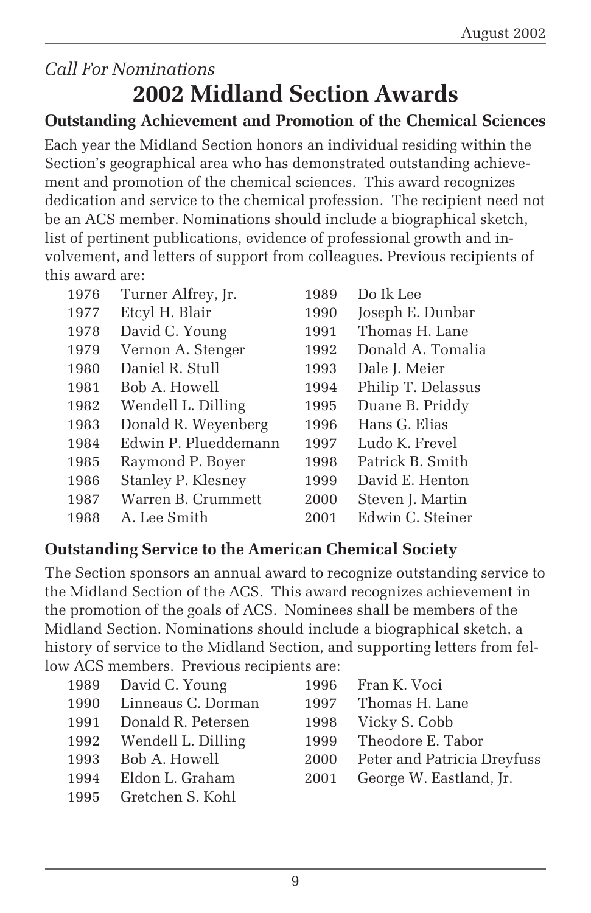*Call For Nominations*

# 2002 Midland Section Awards

### Outstanding Achievement and Promotion of the Chemical Sciences

Each year the Midland Section honors an individual residing within the Section's geographical area who has demonstrated outstanding achievement and promotion of the chemical sciences. This award recognizes dedication and service to the chemical profession. The recipient need not be an ACS member. Nominations should include a biographical sketch, list of pertinent publications, evidence of professional growth and involvement, and letters of support from colleagues. Previous recipients of this award are:

| Year | Recipient |
|---|---|
| 1976 | Turner Alfrey, Jr. |
| 1977 | Etcyl H. Blair |
| 1978 | David C. Young |
| 1979 | Vernon A. Stenger |
| 1980 | Daniel R. Stull |
| 1981 | Bob A. Howell |
| 1982 | Wendell L. Dilling |
| 1983 | Donald R. Weyenberg |
| 1984 | Edwin P. Plueddemann |
| 1985 | Raymond P. Boyer |
| 1986 | Stanley P. Klesney |
| 1987 | Warren B. Crummett |
| 1988 | A. Lee Smith |
| 1989 | Do Ik Lee |
| 1990 | Joseph E. Dunbar |
| 1991 | Thomas H. Lane |
| 1992 | Donald A. Tomalia |
| 1993 | Dale J. Meier |
| 1994 | Philip T. Delassus |
| 1995 | Duane B. Priddy |
| 1996 | Hans G. Elias |
| 1997 | Ludo K. Frevel |
| 1998 | Patrick B. Smith |
| 1999 | David E. Henton |
| 2000 | Steven J. Martin |
| 2001 | Edwin C. Steiner |

### Outstanding Service to the American Chemical Society

The Section sponsors an annual award to recognize outstanding service to the Midland Section of the ACS. This award recognizes achievement in the promotion of the goals of ACS. Nominees shall be members of the Midland Section. Nominations should include a biographical sketch, a history of service to the Midland Section, and supporting letters from fellow ACS members. Previous recipients are:

| Year | Recipient |
|---|---|
| 1989 | David C. Young |
| 1990 | Linneaus C. Dorman |
| 1991 | Donald R. Petersen |
| 1992 | Wendell L. Dilling |
| 1993 | Bob A. Howell |
| 1994 | Eldon L. Graham |
| 1995 | Gretchen S. Kohl |
| 1996 | Fran K. Voci |
| 1997 | Thomas H. Lane |
| 1998 | Vicky S. Cobb |
| 1999 | Theodore E. Tabor |
| 2000 | Peter and Patricia Dreyfuss |
| 2001 | George W. Eastland, Jr. |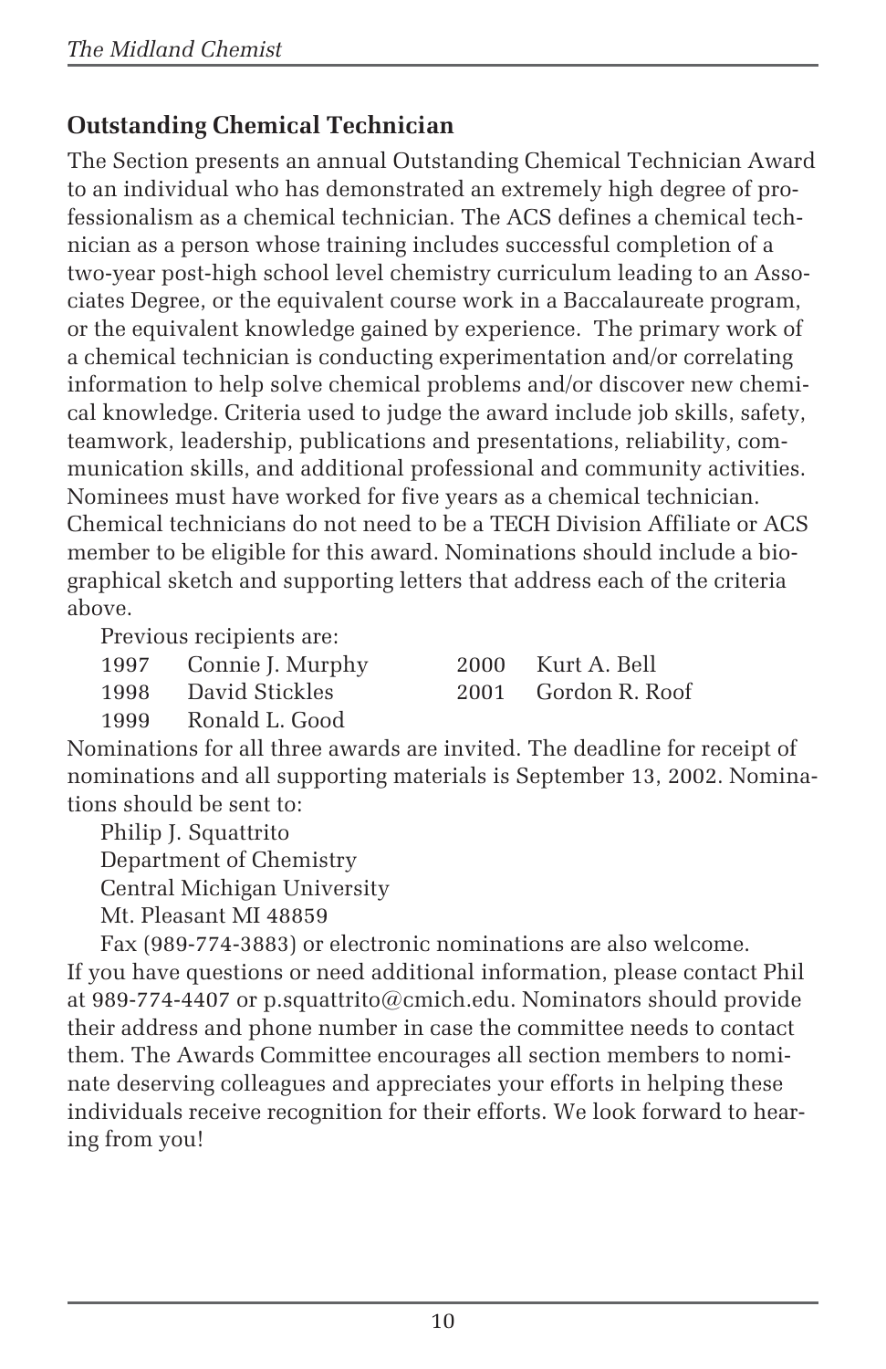## Outstanding Chemical Technician

The Section presents an annual Outstanding Chemical Technician Award to an individual who has demonstrated an extremely high degree of professionalism as a chemical technician. The ACS defines a chemical technician as a person whose training includes successful completion of a two-year post-high school level chemistry curriculum leading to an Associates Degree, or the equivalent course work in a Baccalaureate program, or the equivalent knowledge gained by experience. The primary work of a chemical technician is conducting experimentation and/or correlating information to help solve chemical problems and/or discover new chemical knowledge. Criteria used to judge the award include job skills, safety, teamwork, leadership, publications and presentations, reliability, communication skills, and additional professional and community activities. Nominees must have worked for five years as a chemical technician. Chemical technicians do not need to be a TECH Division Affiliate or ACS member to be eligible for this award. Nominations should include a biographical sketch and supporting letters that address each of the criteria above.

Previous recipients are:

- 1997 Connie J. Murphy
- 1998 David Stickles
- 1999 Ronald L. Good
- 2000 Kurt A. Bell
- 2001 Gordon R. Roof

Nominations for all three awards are invited. The deadline for receipt of nominations and all supporting materials is September 13, 2002. Nominations should be sent to:

Philip J. Squattrito
Department of Chemistry
Central Michigan University
Mt. Pleasant MI 48859

Fax (989-774-3883) or electronic nominations are also welcome.

If you have questions or need additional information, please contact Phil at 989-774-4407 or p.squattrito@cmich.edu. Nominators should provide their address and phone number in case the committee needs to contact them. The Awards Committee encourages all section members to nominate deserving colleagues and appreciates your efforts in helping these individuals receive recognition for their efforts. We look forward to hearing from you!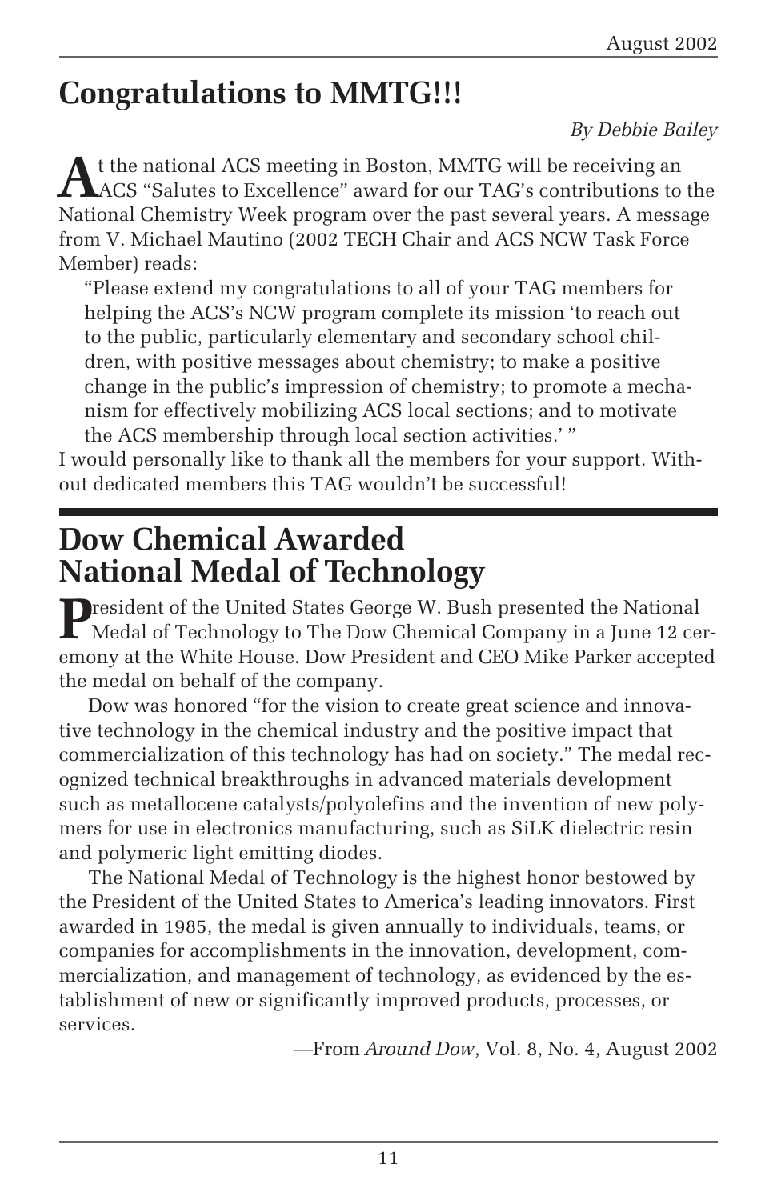## Congratulations to MMTG!!!

*By Debbie Bailey*

At the national ACS meeting in Boston, MMTG will be receiving an ACS "Salutes to Excellence" award for our TAG's contributions to the National Chemistry Week program over the past several years. A message from V. Michael Mautino (2002 TECH Chair and ACS NCW Task Force Member) reads:

> "Please extend my congratulations to all of your TAG members for helping the ACS's NCW program complete its mission 'to reach out to the public, particularly elementary and secondary school children, with positive messages about chemistry; to make a positive change in the public's impression of chemistry; to promote a mechanism for effectively mobilizing ACS local sections; and to motivate the ACS membership through local section activities.' "

I would personally like to thank all the members for your support. Without dedicated members this TAG wouldn't be successful!

## Dow Chemical Awarded National Medal of Technology

President of the United States George W. Bush presented the National Medal of Technology to The Dow Chemical Company in a June 12 ceremony at the White House. Dow President and CEO Mike Parker accepted the medal on behalf of the company.

Dow was honored "for the vision to create great science and innovative technology in the chemical industry and the positive impact that commercialization of this technology has had on society." The medal recognized technical breakthroughs in advanced materials development such as metallocene catalysts/polyolefins and the invention of new polymers for use in electronics manufacturing, such as SiLK dielectric resin and polymeric light emitting diodes.

The National Medal of Technology is the highest honor bestowed by the President of the United States to America's leading innovators. First awarded in 1985, the medal is given annually to individuals, teams, or companies for accomplishments in the innovation, development, commercialization, and management of technology, as evidenced by the establishment of new or significantly improved products, processes, or services.

—From *Around Dow*, Vol. 8, No. 4, August 2002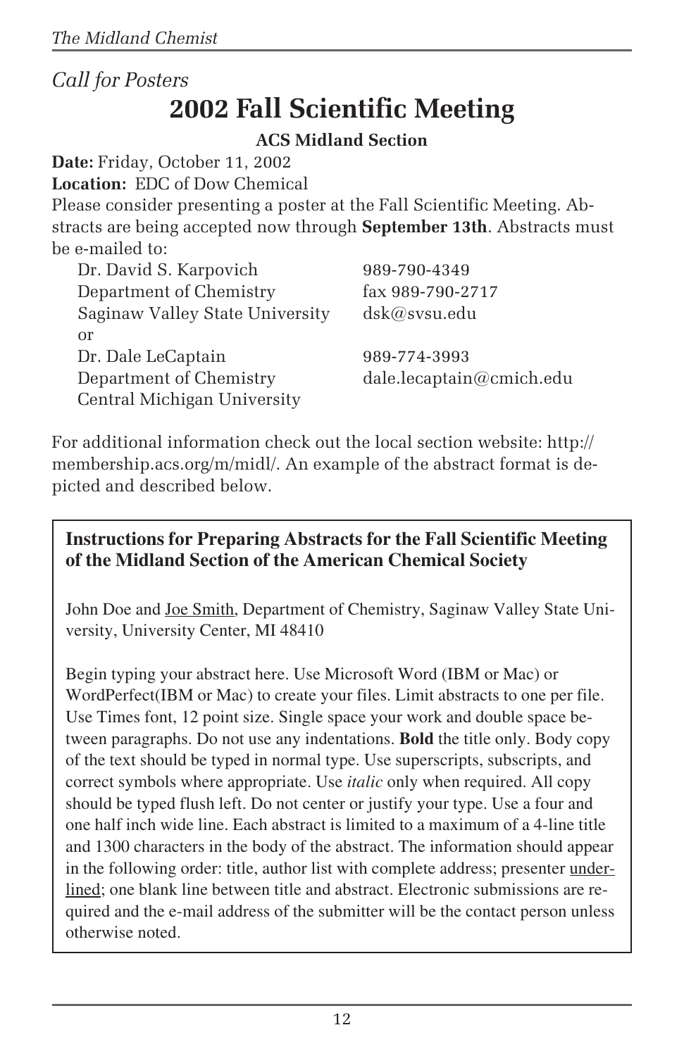*Call for Posters*

# 2002 Fall Scientific Meeting

**ACS Midland Section**

**Date:** Friday, October 11, 2002

**Location:** EDC of Dow Chemical

Please consider presenting a poster at the Fall Scientific Meeting. Abstracts are being accepted now through **September 13th**. Abstracts must be e-mailed to:

Dr. David S. Karpovich — 989-790-4349
Department of Chemistry — fax 989-790-2717
Saginaw Valley State University — dsk@svsu.edu

or

Dr. Dale LeCaptain — 989-774-3993
Department of Chemistry — dale.lecaptain@cmich.edu
Central Michigan University

For additional information check out the local section website: http://membership.acs.org/m/midl/. An example of the abstract format is depicted and described below.

---

**Instructions for Preparing Abstracts for the Fall Scientific Meeting of the Midland Section of the American Chemical Society**

John Doe and <u>Joe Smith</u>, Department of Chemistry, Saginaw Valley State University, University Center, MI 48410

Begin typing your abstract here. Use Microsoft Word (IBM or Mac) or WordPerfect(IBM or Mac) to create your files. Limit abstracts to one per file. Use Times font, 12 point size. Single space your work and double space between paragraphs. Do not use any indentations. **Bold** the title only. Body copy of the text should be typed in normal type. Use superscripts, subscripts, and correct symbols where appropriate. Use *italic* only when required. All copy should be typed flush left. Do not center or justify your type. Use a four and one half inch wide line. Each abstract is limited to a maximum of a 4-line title and 1300 characters in the body of the abstract. The information should appear in the following order: title, author list with complete address; presenter <u>underlined</u>; one blank line between title and abstract. Electronic submissions are required and the e-mail address of the submitter will be the contact person unless otherwise noted.

---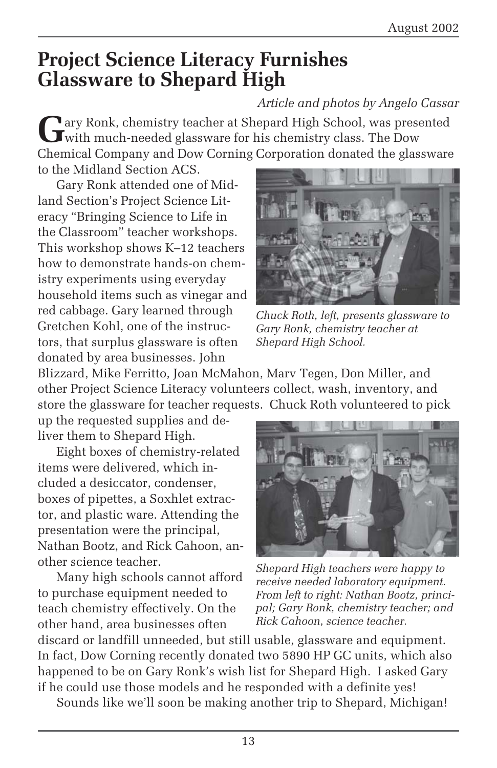# Project Science Literacy Furnishes Glassware to Shepard High

*Article and photos by Angelo Cassar*

Gary Ronk, chemistry teacher at Shepard High School, was presented with much-needed glassware for his chemistry class. The Dow Chemical Company and Dow Corning Corporation donated the glassware to the Midland Section ACS.

Gary Ronk attended one of Midland Section's Project Science Literacy "Bringing Science to Life in the Classroom" teacher workshops. This workshop shows K–12 teachers how to demonstrate hands-on chemistry experiments using everyday household items such as vinegar and red cabbage. Gary learned through Gretchen Kohl, one of the instructors, that surplus glassware is often donated by area businesses. John Blizzard, Mike Ferritto, Joan McMahon, Marv Tegen, Don Miller, and other Project Science Literacy volunteers collect, wash, inventory, and store the glassware for teacher requests. Chuck Roth volunteered to pick up the requested supplies and deliver them to Shepard High.

*Chuck Roth, left, presents glassware to Gary Ronk, chemistry teacher at Shepard High School.*

Eight boxes of chemistry-related items were delivered, which included a desiccator, condenser, boxes of pipettes, a Soxhlet extractor, and plastic ware. Attending the presentation were the principal, Nathan Bootz, and Rick Cahoon, another science teacher.

*Shepard High teachers were happy to receive needed laboratory equipment. From left to right: Nathan Bootz, principal; Gary Ronk, chemistry teacher; and Rick Cahoon, science teacher.*

Many high schools cannot afford to purchase equipment needed to teach chemistry effectively. On the other hand, area businesses often discard or landfill unneeded, but still usable, glassware and equipment. In fact, Dow Corning recently donated two 5890 HP GC units, which also happened to be on Gary Ronk's wish list for Shepard High. I asked Gary if he could use those models and he responded with a definite yes!

Sounds like we'll soon be making another trip to Shepard, Michigan!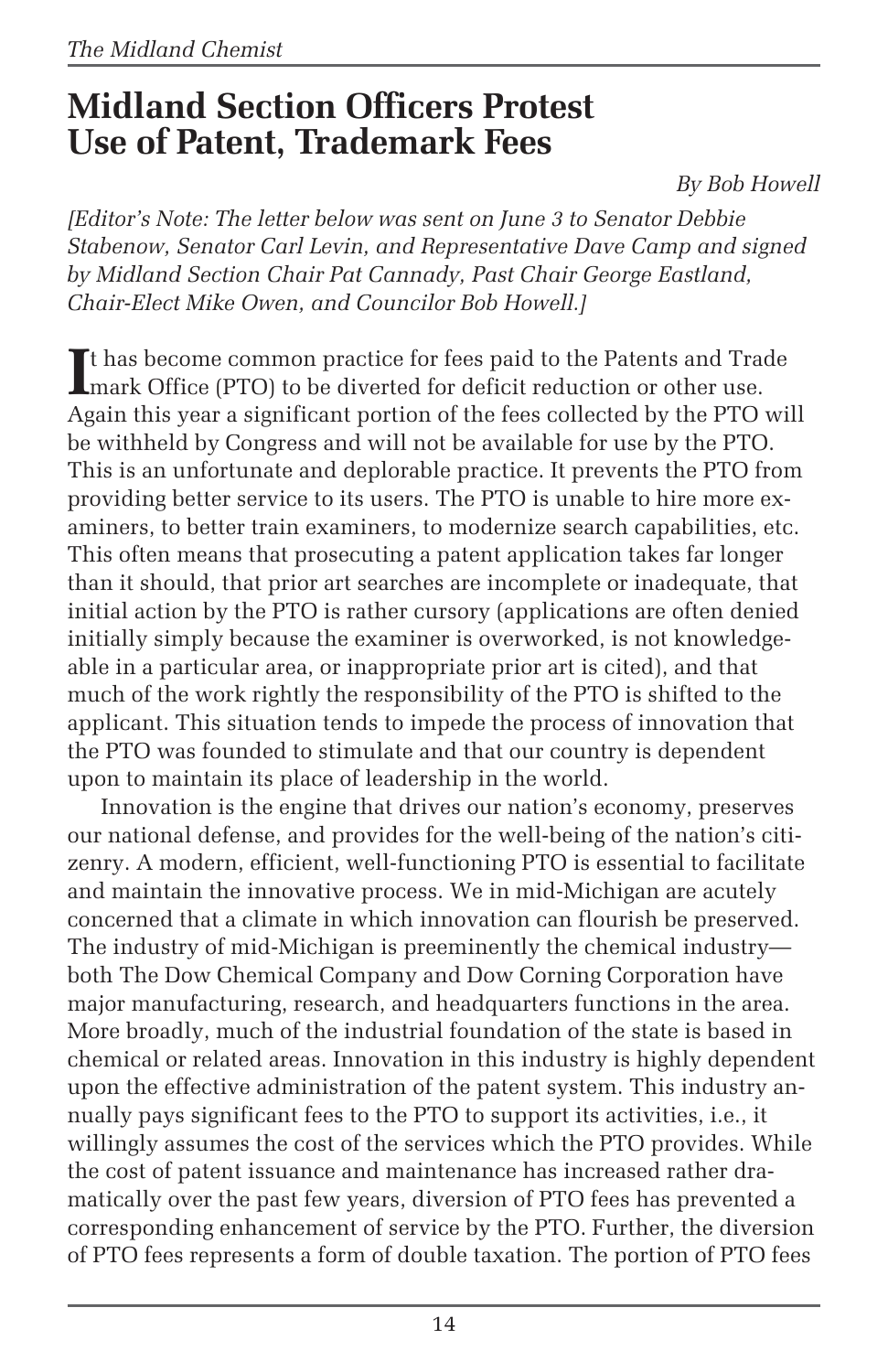# Midland Section Officers Protest Use of Patent, Trademark Fees

*By Bob Howell*

*[Editor's Note: The letter below was sent on June 3 to Senator Debbie Stabenow, Senator Carl Levin, and Representative Dave Camp and signed by Midland Section Chair Pat Cannady, Past Chair George Eastland, Chair-Elect Mike Owen, and Councilor Bob Howell.]*

It has become common practice for fees paid to the Patents and Trademark Office (PTO) to be diverted for deficit reduction or other use. Again this year a significant portion of the fees collected by the PTO will be withheld by Congress and will not be available for use by the PTO. This is an unfortunate and deplorable practice. It prevents the PTO from providing better service to its users. The PTO is unable to hire more examiners, to better train examiners, to modernize search capabilities, etc. This often means that prosecuting a patent application takes far longer than it should, that prior art searches are incomplete or inadequate, that initial action by the PTO is rather cursory (applications are often denied initially simply because the examiner is overworked, is not knowledgeable in a particular area, or inappropriate prior art is cited), and that much of the work rightly the responsibility of the PTO is shifted to the applicant. This situation tends to impede the process of innovation that the PTO was founded to stimulate and that our country is dependent upon to maintain its place of leadership in the world.

Innovation is the engine that drives our nation's economy, preserves our national defense, and provides for the well-being of the nation's citizenry. A modern, efficient, well-functioning PTO is essential to facilitate and maintain the innovative process. We in mid-Michigan are acutely concerned that a climate in which innovation can flourish be preserved. The industry of mid-Michigan is preeminently the chemical industry—both The Dow Chemical Company and Dow Corning Corporation have major manufacturing, research, and headquarters functions in the area. More broadly, much of the industrial foundation of the state is based in chemical or related areas. Innovation in this industry is highly dependent upon the effective administration of the patent system. This industry annually pays significant fees to the PTO to support its activities, i.e., it willingly assumes the cost of the services which the PTO provides. While the cost of patent issuance and maintenance has increased rather dramatically over the past few years, diversion of PTO fees has prevented a corresponding enhancement of service by the PTO. Further, the diversion of PTO fees represents a form of double taxation. The portion of PTO fees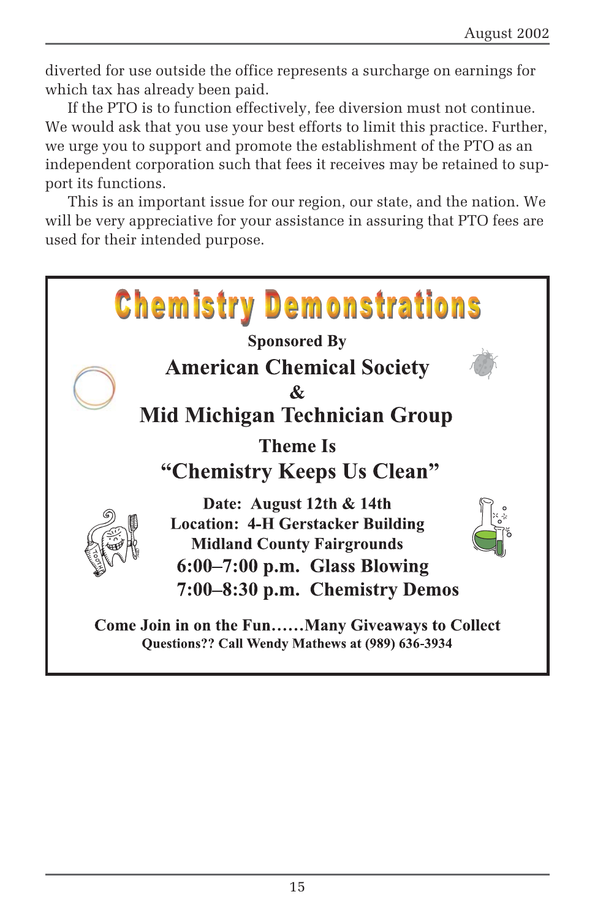diverted for use outside the office represents a surcharge on earnings for which tax has already been paid.

If the PTO is to function effectively, fee diversion must not continue. We would ask that you use your best efforts to limit this practice. Further, we urge you to support and promote the establishment of the PTO as an independent corporation such that fees it receives may be retained to support its functions.

This is an important issue for our region, our state, and the nation. We will be very appreciative for your assistance in assuring that PTO fees are used for their intended purpose.

# Chemistry Demonstrations

**Sponsored By**

## American Chemical Society
## &
## Mid Michigan Technician Group

**Theme Is**

## "Chemistry Keeps Us Clean"

**Date: August 12th & 14th**
**Location: 4-H Gerstacker Building**
**Midland County Fairgrounds**

**6:00–7:00 p.m. Glass Blowing**
**7:00–8:30 p.m. Chemistry Demos**

**Come Join in on the Fun……Many Giveaways to Collect**
**Questions?? Call Wendy Mathews at (989) 636-3934**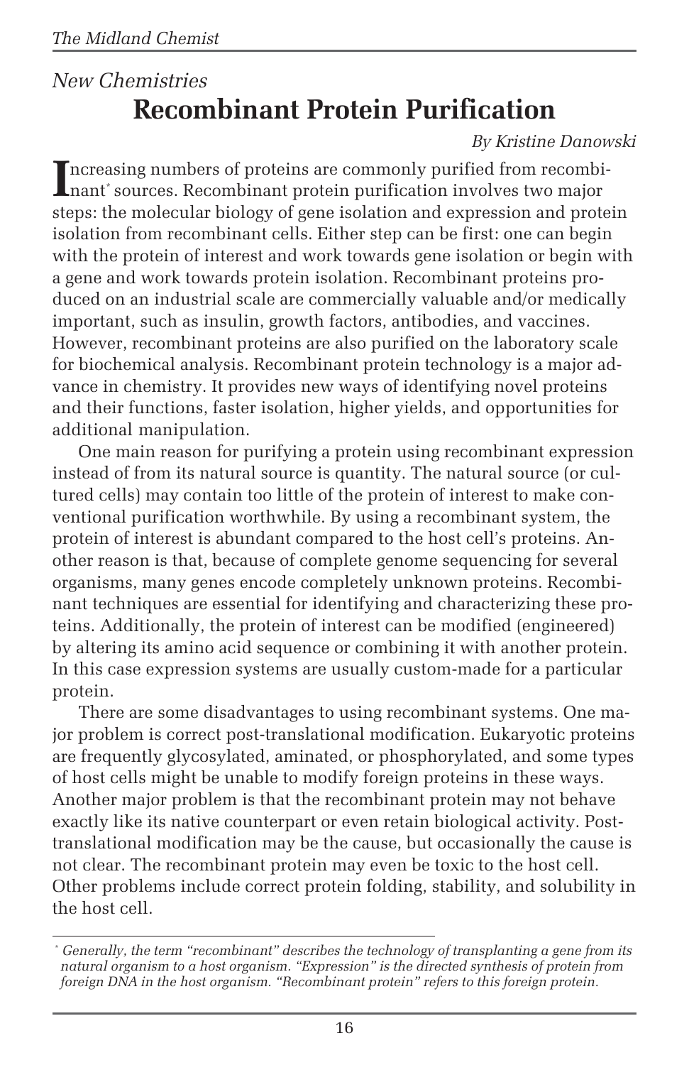*New Chemistries*

# Recombinant Protein Purification

*By Kristine Danowski*

Increasing numbers of proteins are commonly purified from recombinant[*] sources. Recombinant protein purification involves two major steps: the molecular biology of gene isolation and expression and protein isolation from recombinant cells. Either step can be first: one can begin with the protein of interest and work towards gene isolation or begin with a gene and work towards protein isolation. Recombinant proteins produced on an industrial scale are commercially valuable and/or medically important, such as insulin, growth factors, antibodies, and vaccines. However, recombinant proteins are also purified on the laboratory scale for biochemical analysis. Recombinant protein technology is a major advance in chemistry. It provides new ways of identifying novel proteins and their functions, faster isolation, higher yields, and opportunities for additional manipulation.

One main reason for purifying a protein using recombinant expression instead of from its natural source is quantity. The natural source (or cultured cells) may contain too little of the protein of interest to make conventional purification worthwhile. By using a recombinant system, the protein of interest is abundant compared to the host cell's proteins. Another reason is that, because of complete genome sequencing for several organisms, many genes encode completely unknown proteins. Recombinant techniques are essential for identifying and characterizing these proteins. Additionally, the protein of interest can be modified (engineered) by altering its amino acid sequence or combining it with another protein. In this case expression systems are usually custom-made for a particular protein.

There are some disadvantages to using recombinant systems. One major problem is correct post-translational modification. Eukaryotic proteins are frequently glycosylated, aminated, or phosphorylated, and some types of host cells might be unable to modify foreign proteins in these ways. Another major problem is that the recombinant protein may not behave exactly like its native counterpart or even retain biological activity. Post-translational modification may be the cause, but occasionally the cause is not clear. The recombinant protein may even be toxic to the host cell. Other problems include correct protein folding, stability, and solubility in the host cell.

---

[*] *Generally, the term "recombinant" describes the technology of transplanting a gene from its natural organism to a host organism. "Expression" is the directed synthesis of protein from foreign DNA in the host organism. "Recombinant protein" refers to this foreign protein.*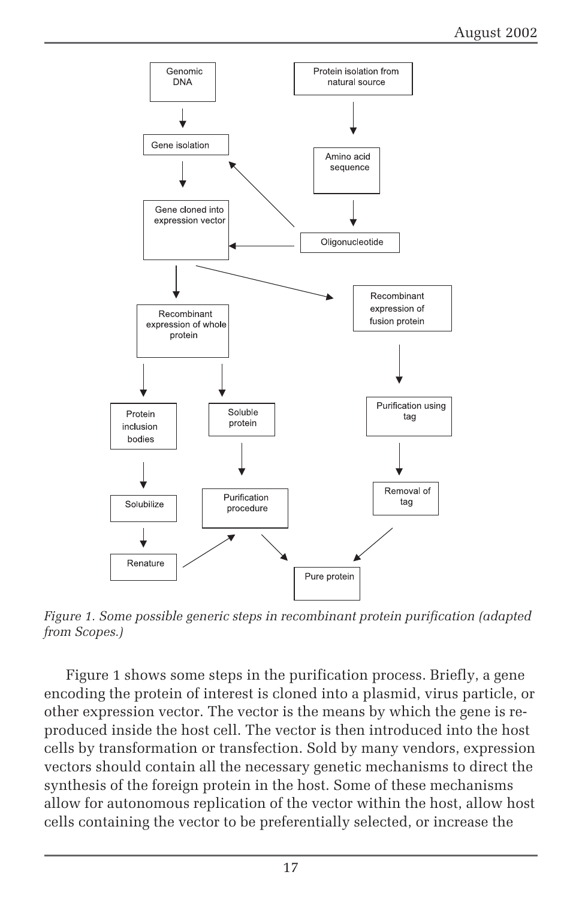Figure 1. Some possible generic steps in recombinant protein purification (adapted from Scopes.)

Figure 1 shows some steps in the purification process. Briefly, a gene encoding the protein of interest is cloned into a plasmid, virus particle, or other expression vector. The vector is the means by which the gene is reproduced inside the host cell. The vector is then introduced into the host cells by transformation or transfection. Sold by many vendors, expression vectors should contain all the necessary genetic mechanisms to direct the synthesis of the foreign protein in the host. Some of these mechanisms allow for autonomous replication of the vector within the host, allow host cells containing the vector to be preferentially selected, or increase the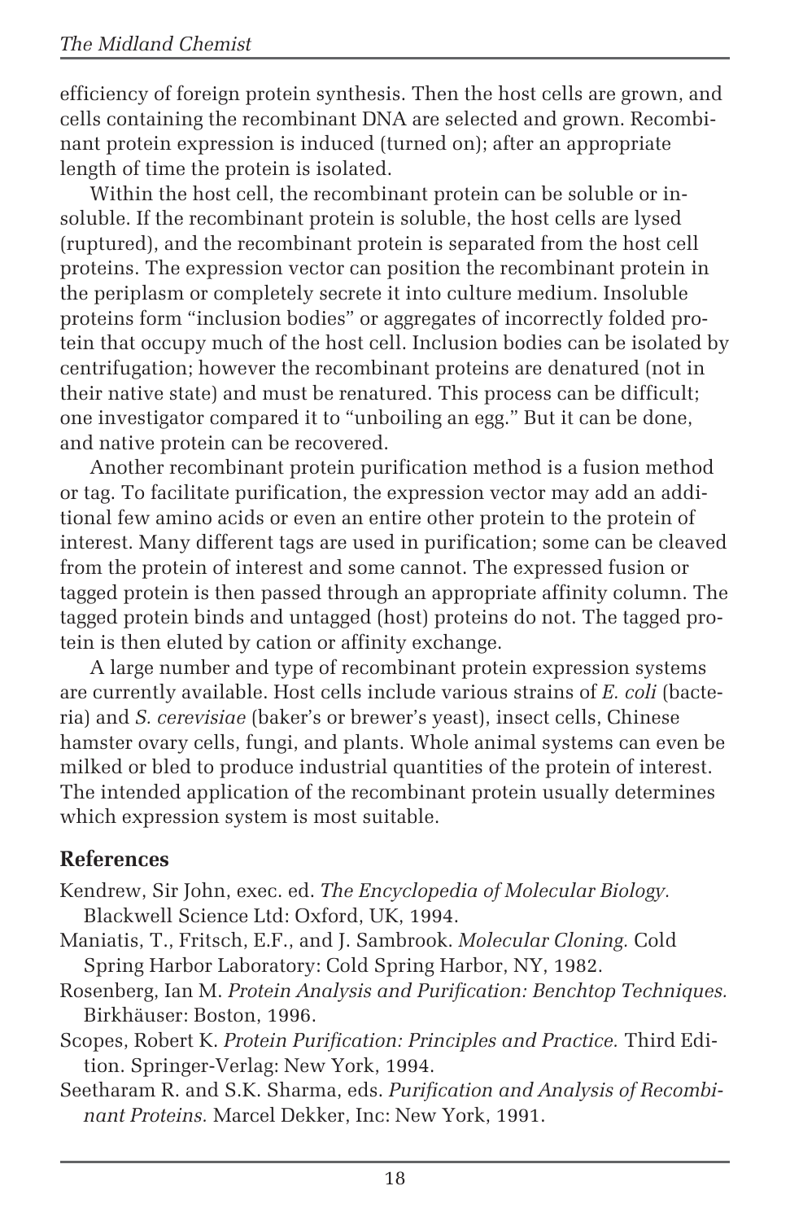efficiency of foreign protein synthesis. Then the host cells are grown, and cells containing the recombinant DNA are selected and grown. Recombinant protein expression is induced (turned on); after an appropriate length of time the protein is isolated.

Within the host cell, the recombinant protein can be soluble or insoluble. If the recombinant protein is soluble, the host cells are lysed (ruptured), and the recombinant protein is separated from the host cell proteins. The expression vector can position the recombinant protein in the periplasm or completely secrete it into culture medium. Insoluble proteins form "inclusion bodies" or aggregates of incorrectly folded protein that occupy much of the host cell. Inclusion bodies can be isolated by centrifugation; however the recombinant proteins are denatured (not in their native state) and must be renatured. This process can be difficult; one investigator compared it to "unboiling an egg." But it can be done, and native protein can be recovered.

Another recombinant protein purification method is a fusion method or tag. To facilitate purification, the expression vector may add an additional few amino acids or even an entire other protein to the protein of interest. Many different tags are used in purification; some can be cleaved from the protein of interest and some cannot. The expressed fusion or tagged protein is then passed through an appropriate affinity column. The tagged protein binds and untagged (host) proteins do not. The tagged protein is then eluted by cation or affinity exchange.

A large number and type of recombinant protein expression systems are currently available. Host cells include various strains of *E. coli* (bacteria) and *S. cerevisiae* (baker's or brewer's yeast), insect cells, Chinese hamster ovary cells, fungi, and plants. Whole animal systems can even be milked or bled to produce industrial quantities of the protein of interest. The intended application of the recombinant protein usually determines which expression system is most suitable.

## References

Kendrew, Sir John, exec. ed. *The Encyclopedia of Molecular Biology.* Blackwell Science Ltd: Oxford, UK, 1994.

Maniatis, T., Fritsch, E.F., and J. Sambrook. *Molecular Cloning.* Cold Spring Harbor Laboratory: Cold Spring Harbor, NY, 1982.

Rosenberg, Ian M. *Protein Analysis and Purification: Benchtop Techniques.* Birkhäuser: Boston, 1996.

Scopes, Robert K. *Protein Purification: Principles and Practice.* Third Edition. Springer-Verlag: New York, 1994.

Seetharam R. and S.K. Sharma, eds. *Purification and Analysis of Recombinant Proteins.* Marcel Dekker, Inc: New York, 1991.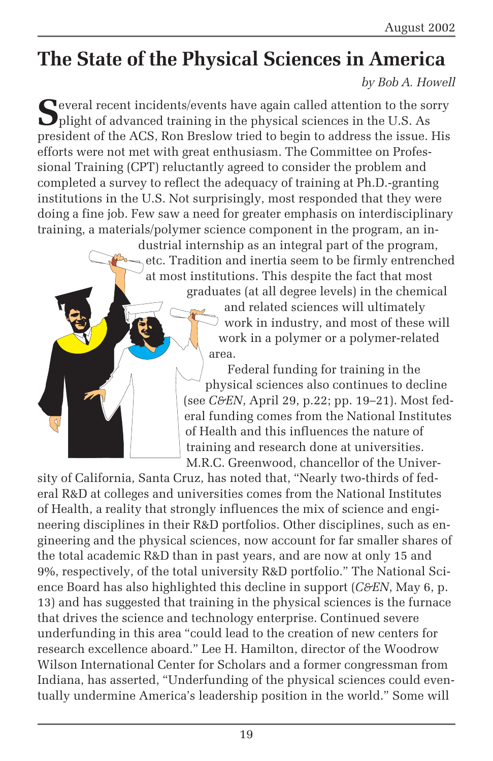# The State of the Physical Sciences in America

*by Bob A. Howell*

Several recent incidents/events have again called attention to the sorry plight of advanced training in the physical sciences in the U.S. As president of the ACS, Ron Breslow tried to begin to address the issue. His efforts were not met with great enthusiasm. The Committee on Professional Training (CPT) reluctantly agreed to consider the problem and completed a survey to reflect the adequacy of training at Ph.D.-granting institutions in the U.S. Not surprisingly, most responded that they were doing a fine job. Few saw a need for greater emphasis on interdisciplinary training, a materials/polymer science component in the program, an industrial internship as an integral part of the program, etc. Tradition and inertia seem to be firmly entrenched at most institutions. This despite the fact that most graduates (at all degree levels) in the chemical and related sciences will ultimately work in industry, and most of these will work in a polymer or a polymer-related area.

Federal funding for training in the physical sciences also continues to decline (see *C&EN*, April 29, p.22; pp. 19–21). Most federal funding comes from the National Institutes of Health and this influences the nature of training and research done at universities. M.R.C. Greenwood, chancellor of the University of California, Santa Cruz, has noted that, "Nearly two-thirds of federal R&D at colleges and universities comes from the National Institutes of Health, a reality that strongly influences the mix of science and engineering disciplines in their R&D portfolios. Other disciplines, such as engineering and the physical sciences, now account for far smaller shares of the total academic R&D than in past years, and are now at only 15 and 9%, respectively, of the total university R&D portfolio." The National Science Board has also highlighted this decline in support (*C&EN*, May 6, p. 13) and has suggested that training in the physical sciences is the furnace that drives the science and technology enterprise. Continued severe underfunding in this area "could lead to the creation of new centers for research excellence aboard." Lee H. Hamilton, director of the Woodrow Wilson International Center for Scholars and a former congressman from Indiana, has asserted, "Underfunding of the physical sciences could eventually undermine America's leadership position in the world." Some will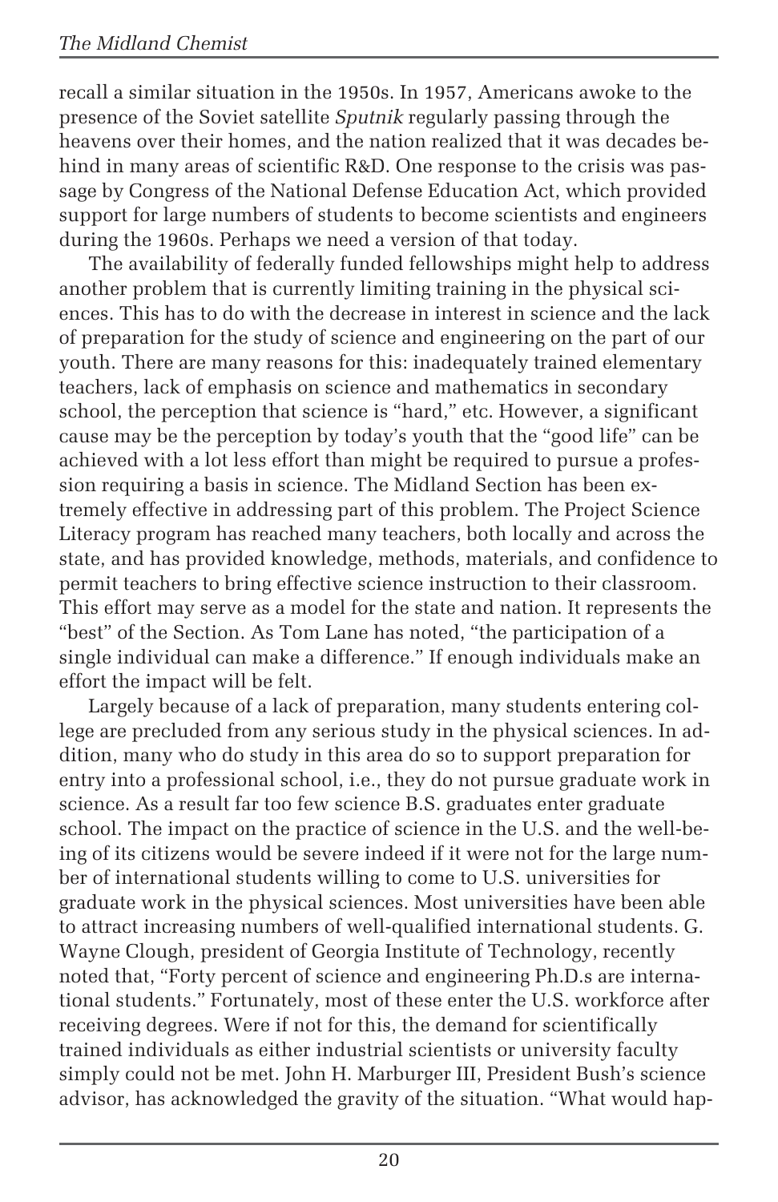recall a similar situation in the 1950s. In 1957, Americans awoke to the presence of the Soviet satellite *Sputnik* regularly passing through the heavens over their homes, and the nation realized that it was decades behind in many areas of scientific R&D. One response to the crisis was passage by Congress of the National Defense Education Act, which provided support for large numbers of students to become scientists and engineers during the 1960s. Perhaps we need a version of that today.

The availability of federally funded fellowships might help to address another problem that is currently limiting training in the physical sciences. This has to do with the decrease in interest in science and the lack of preparation for the study of science and engineering on the part of our youth. There are many reasons for this: inadequately trained elementary teachers, lack of emphasis on science and mathematics in secondary school, the perception that science is "hard," etc. However, a significant cause may be the perception by today's youth that the "good life" can be achieved with a lot less effort than might be required to pursue a profession requiring a basis in science. The Midland Section has been extremely effective in addressing part of this problem. The Project Science Literacy program has reached many teachers, both locally and across the state, and has provided knowledge, methods, materials, and confidence to permit teachers to bring effective science instruction to their classroom. This effort may serve as a model for the state and nation. It represents the "best" of the Section. As Tom Lane has noted, "the participation of a single individual can make a difference." If enough individuals make an effort the impact will be felt.

Largely because of a lack of preparation, many students entering college are precluded from any serious study in the physical sciences. In addition, many who do study in this area do so to support preparation for entry into a professional school, i.e., they do not pursue graduate work in science. As a result far too few science B.S. graduates enter graduate school. The impact on the practice of science in the U.S. and the well-being of its citizens would be severe indeed if it were not for the large number of international students willing to come to U.S. universities for graduate work in the physical sciences. Most universities have been able to attract increasing numbers of well-qualified international students. G. Wayne Clough, president of Georgia Institute of Technology, recently noted that, "Forty percent of science and engineering Ph.D.s are international students." Fortunately, most of these enter the U.S. workforce after receiving degrees. Were if not for this, the demand for scientifically trained individuals as either industrial scientists or university faculty simply could not be met. John H. Marburger III, President Bush's science advisor, has acknowledged the gravity of the situation. "What would hap-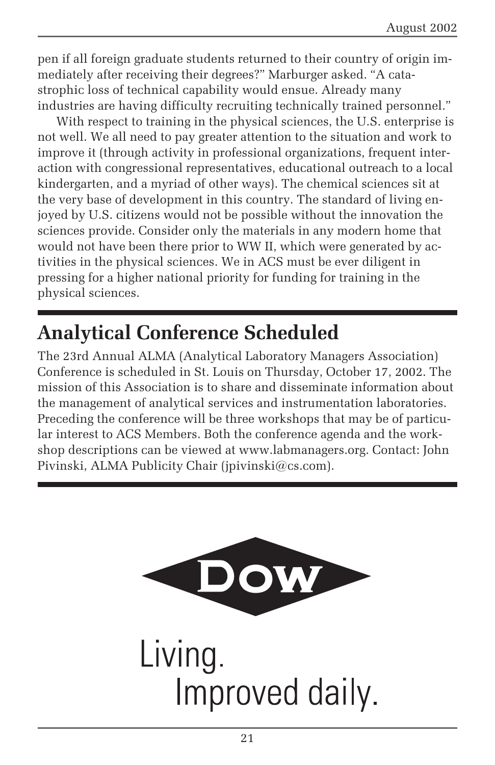pen if all foreign graduate students returned to their country of origin immediately after receiving their degrees?" Marburger asked. "A catastrophic loss of technical capability would ensue. Already many industries are having difficulty recruiting technically trained personnel."

With respect to training in the physical sciences, the U.S. enterprise is not well. We all need to pay greater attention to the situation and work to improve it (through activity in professional organizations, frequent interaction with congressional representatives, educational outreach to a local kindergarten, and a myriad of other ways). The chemical sciences sit at the very base of development in this country. The standard of living enjoyed by U.S. citizens would not be possible without the innovation the sciences provide. Consider only the materials in any modern home that would not have been there prior to WW II, which were generated by activities in the physical sciences. We in ACS must be ever diligent in pressing for a higher national priority for funding for training in the physical sciences.

## Analytical Conference Scheduled

The 23rd Annual ALMA (Analytical Laboratory Managers Association) Conference is scheduled in St. Louis on Thursday, October 17, 2002. The mission of this Association is to share and disseminate information about the management of analytical services and instrumentation laboratories. Preceding the conference will be three workshops that may be of particular interest to ACS Members. Both the conference agenda and the workshop descriptions can be viewed at www.labmanagers.org. Contact: John Pivinski, ALMA Publicity Chair (jpivinski@cs.com).

DOW

Living.
Improved daily.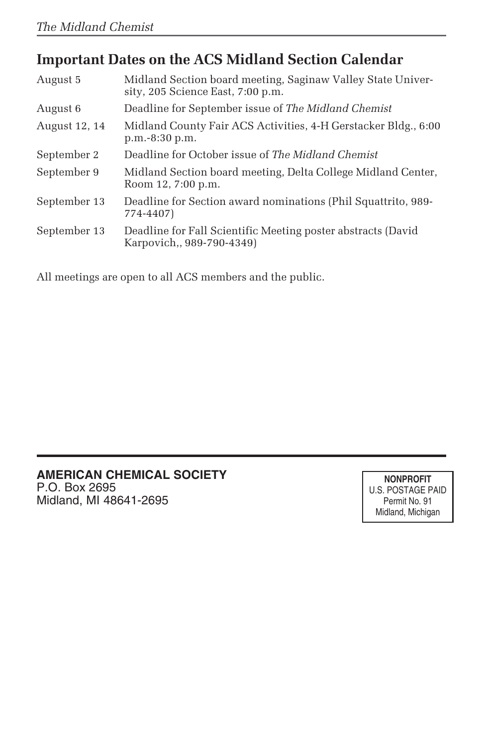## Important Dates on the ACS Midland Section Calendar

| | |
|---|---|
| August 5 | Midland Section board meeting, Saginaw Valley State University, 205 Science East, 7:00 p.m. |
| August 6 | Deadline for September issue of *The Midland Chemist* |
| August 12, 14 | Midland County Fair ACS Activities, 4-H Gerstacker Bldg., 6:00 p.m.-8:30 p.m. |
| September 2 | Deadline for October issue of *The Midland Chemist* |
| September 9 | Midland Section board meeting, Delta College Midland Center, Room 12, 7:00 p.m. |
| September 13 | Deadline for Section award nominations (Phil Squattrito, 989-774-4407) |
| September 13 | Deadline for Fall Scientific Meeting poster abstracts (David Karpovich,, 989-790-4349) |

All meetings are open to all ACS members and the public.

**AMERICAN CHEMICAL SOCIETY**
P.O. Box 2695
Midland, MI 48641-2695

**NONPROFIT**
U.S. POSTAGE PAID
Permit No. 91
Midland, Michigan